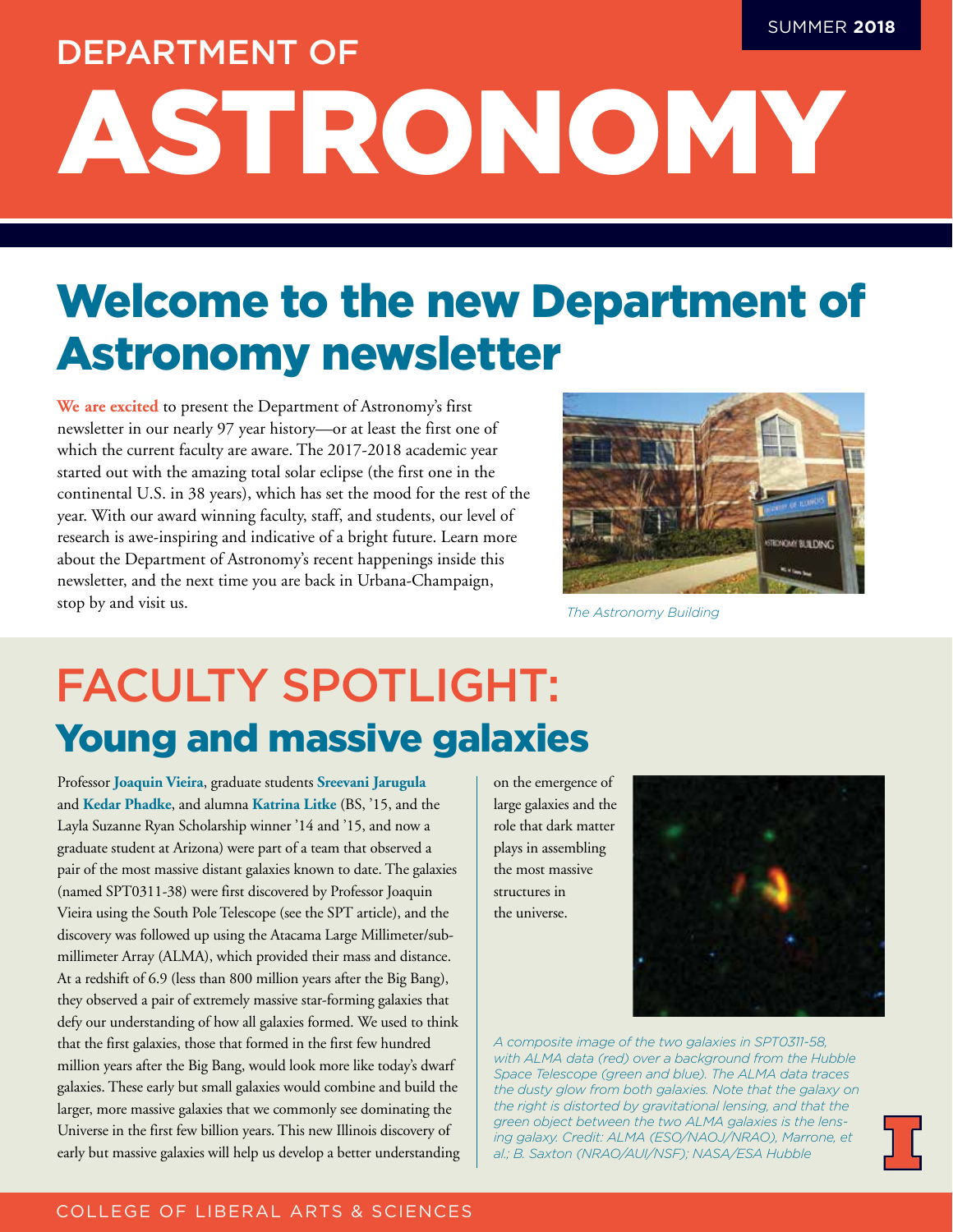# DEPARTMENT OF ASTRONOMY

SUMMER **2018**

## Welcome to the new Department of Astronomy newsletter

**We are excited** to present the Department of Astronomy's first newsletter in our nearly 97 year history—or at least the first one of which the current faculty are aware. The 2017-2018 academic year started out with the amazing total solar eclipse (the first one in the continental U.S. in 38 years), which has set the mood for the rest of the year. With our award winning faculty, staff, and students, our level of research is awe-inspiring and indicative of a bright future. Learn more about the Department of Astronomy's recent happenings inside this newsletter, and the next time you are back in Urbana-Champaign, stop by and visit us.

*The Astronomy Building*

## FACULTY SPOTLIGHT:
### Young and massive galaxies

Professor **Joaquin Vieira**, graduate students **Sreevani Jarugula** and **Kedar Phadke**, and alumna **Katrina Litke** (BS, '15, and the Layla Suzanne Ryan Scholarship winner '14 and '15, and now a graduate student at Arizona) were part of a team that observed a pair of the most massive distant galaxies known to date. The galaxies (named SPT0311-38) were first discovered by Professor Joaquin Vieira using the South Pole Telescope (see the SPT article), and the discovery was followed up using the Atacama Large Millimeter/sub-millimeter Array (ALMA), which provided their mass and distance. At a redshift of 6.9 (less than 800 million years after the Big Bang), they observed a pair of extremely massive star-forming galaxies that defy our understanding of how all galaxies formed. We used to think that the first galaxies, those that formed in the first few hundred million years after the Big Bang, would look more like today's dwarf galaxies. These early but small galaxies would combine and build the larger, more massive galaxies that we commonly see dominating the Universe in the first few billion years. This new Illinois discovery of early but massive galaxies will help us develop a better understanding on the emergence of large galaxies and the role that dark matter plays in assembling the most massive structures in the universe.

*A composite image of the two galaxies in SPT0311-58, with ALMA data (red) over a background from the Hubble Space Telescope (green and blue). The ALMA data traces the dusty glow from both galaxies. Note that the galaxy on the right is distorted by gravitational lensing, and that the green object between the two ALMA galaxies is the lensing galaxy. Credit: ALMA (ESO/NAOJ/NRAO), Marrone, et al.; B. Saxton (NRAO/AUI/NSF); NASA/ESA Hubble*

COLLEGE OF LIBERAL ARTS & SCIENCES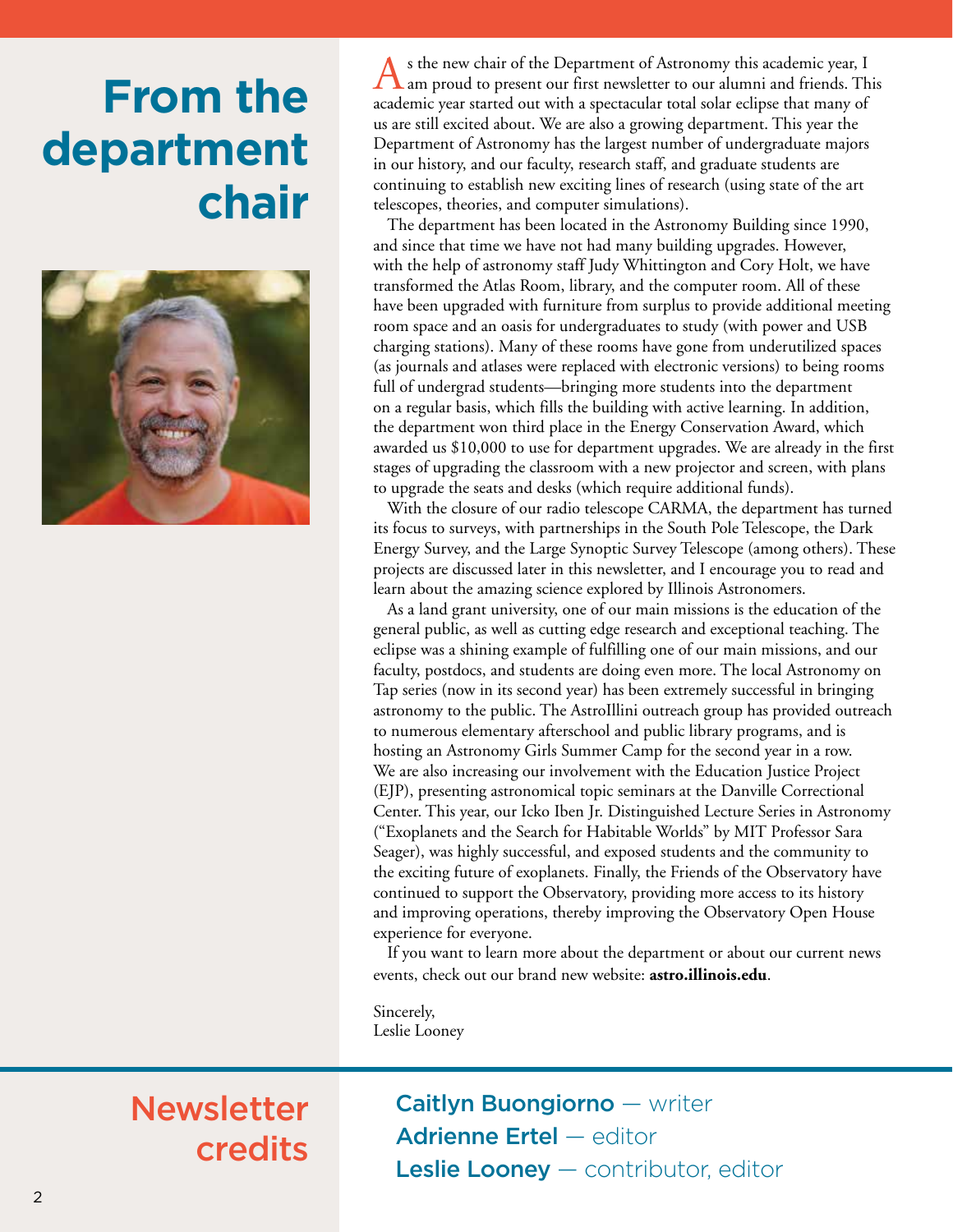# From the department chair

As the new chair of the Department of Astronomy this academic year, I am proud to present our first newsletter to our alumni and friends. This academic year started out with a spectacular total solar eclipse that many of us are still excited about. We are also a growing department. This year the Department of Astronomy has the largest number of undergraduate majors in our history, and our faculty, research staff, and graduate students are continuing to establish new exciting lines of research (using state of the art telescopes, theories, and computer simulations).

The department has been located in the Astronomy Building since 1990, and since that time we have not had many building upgrades. However, with the help of astronomy staff Judy Whittington and Cory Holt, we have transformed the Atlas Room, library, and the computer room. All of these have been upgraded with furniture from surplus to provide additional meeting room space and an oasis for undergraduates to study (with power and USB charging stations). Many of these rooms have gone from underutilized spaces (as journals and atlases were replaced with electronic versions) to being rooms full of undergrad students—bringing more students into the department on a regular basis, which fills the building with active learning. In addition, the department won third place in the Energy Conservation Award, which awarded us $10,000 to use for department upgrades. We are already in the first stages of upgrading the classroom with a new projector and screen, with plans to upgrade the seats and desks (which require additional funds).

With the closure of our radio telescope CARMA, the department has turned its focus to surveys, with partnerships in the South Pole Telescope, the Dark Energy Survey, and the Large Synoptic Survey Telescope (among others). These projects are discussed later in this newsletter, and I encourage you to read and learn about the amazing science explored by Illinois Astronomers.

As a land grant university, one of our main missions is the education of the general public, as well as cutting edge research and exceptional teaching. The eclipse was a shining example of fulfilling one of our main missions, and our faculty, postdocs, and students are doing even more. The local Astronomy on Tap series (now in its second year) has been extremely successful in bringing astronomy to the public. The AstroIllini outreach group has provided outreach to numerous elementary afterschool and public library programs, and is hosting an Astronomy Girls Summer Camp for the second year in a row. We are also increasing our involvement with the Education Justice Project (EJP), presenting astronomical topic seminars at the Danville Correctional Center. This year, our Icko Iben Jr. Distinguished Lecture Series in Astronomy ("Exoplanets and the Search for Habitable Worlds" by MIT Professor Sara Seager), was highly successful, and exposed students and the community to the exciting future of exoplanets. Finally, the Friends of the Observatory have continued to support the Observatory, providing more access to its history and improving operations, thereby improving the Observatory Open House experience for everyone.

If you want to learn more about the department or about our current news events, check out our brand new website: **astro.illinois.edu**.

Sincerely,
Leslie Looney

## Newsletter credits

**Caitlyn Buongiorno** — writer
**Adrienne Ertel** — editor
**Leslie Looney** — contributor, editor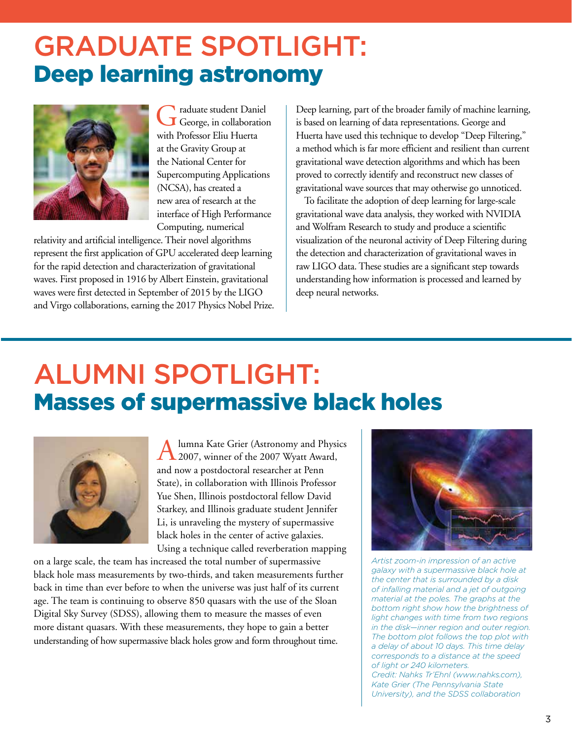# GRADUATE SPOTLIGHT:
## Deep learning astronomy

Graduate student Daniel George, in collaboration with Professor Eliu Huerta at the Gravity Group at the National Center for Supercomputing Applications (NCSA), has created a new area of research at the interface of High Performance Computing, numerical relativity and artificial intelligence. Their novel algorithms represent the first application of GPU accelerated deep learning for the rapid detection and characterization of gravitational waves. First proposed in 1916 by Albert Einstein, gravitational waves were first detected in September of 2015 by the LIGO and Virgo collaborations, earning the 2017 Physics Nobel Prize.

Deep learning, part of the broader family of machine learning, is based on learning of data representations. George and Huerta have used this technique to develop "Deep Filtering," a method which is far more efficient and resilient than current gravitational wave detection algorithms and which has been proved to correctly identify and reconstruct new classes of gravitational wave sources that may otherwise go unnoticed.

To facilitate the adoption of deep learning for large-scale gravitational wave data analysis, they worked with NVIDIA and Wolfram Research to study and produce a scientific visualization of the neuronal activity of Deep Filtering during the detection and characterization of gravitational waves in raw LIGO data. These studies are a significant step towards understanding how information is processed and learned by deep neural networks.

# ALUMNI SPOTLIGHT:
## Masses of supermassive black holes

Alumna Kate Grier (Astronomy and Physics 2007, winner of the 2007 Wyatt Award, and now a postdoctoral researcher at Penn State), in collaboration with Illinois Professor Yue Shen, Illinois postdoctoral fellow David Starkey, and Illinois graduate student Jennifer Li, is unraveling the mystery of supermassive black holes in the center of active galaxies. Using a technique called reverberation mapping on a large scale, the team has increased the total number of supermassive black hole mass measurements by two-thirds, and taken measurements further back in time than ever before to when the universe was just half of its current age. The team is continuing to observe 850 quasars with the use of the Sloan Digital Sky Survey (SDSS), allowing them to measure the masses of even more distant quasars. With these measurements, they hope to gain a better understanding of how supermassive black holes grow and form throughout time.

*Artist zoom-in impression of an active galaxy with a supermassive black hole at the center that is surrounded by a disk of infalling material and a jet of outgoing material at the poles. The graphs at the bottom right show how the brightness of light changes with time from two regions in the disk—inner region and outer region. The bottom plot follows the top plot with a delay of about 10 days. This time delay corresponds to a distance at the speed of light or 240 kilometers.*
*Credit: Nahks Tr'Ehnl (www.nahks.com), Kate Grier (The Pennsylvania State University), and the SDSS collaboration*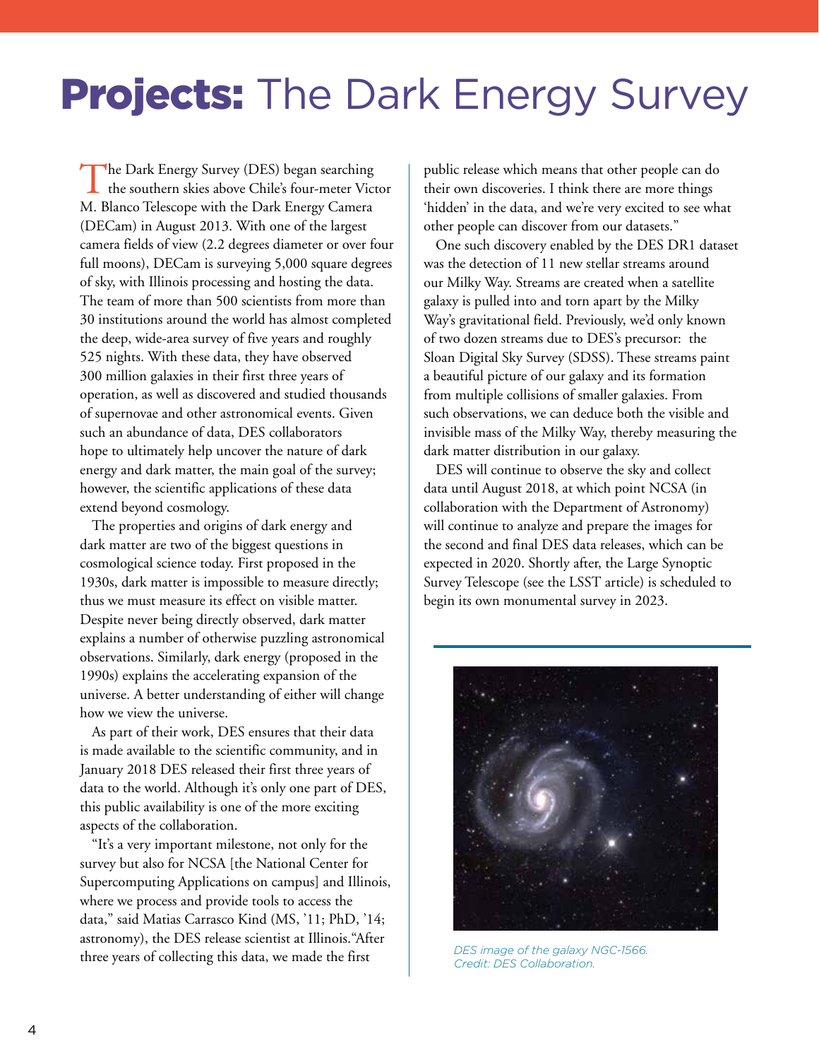# **Projects:** The Dark Energy Survey

The Dark Energy Survey (DES) began searching the southern skies above Chile's four-meter Victor M. Blanco Telescope with the Dark Energy Camera (DECam) in August 2013. With one of the largest camera fields of view (2.2 degrees diameter or over four full moons), DECam is surveying 5,000 square degrees of sky, with Illinois processing and hosting the data. The team of more than 500 scientists from more than 30 institutions around the world has almost completed the deep, wide-area survey of five years and roughly 525 nights. With these data, they have observed 300 million galaxies in their first three years of operation, as well as discovered and studied thousands of supernovae and other astronomical events. Given such an abundance of data, DES collaborators hope to ultimately help uncover the nature of dark energy and dark matter, the main goal of the survey; however, the scientific applications of these data extend beyond cosmology.

The properties and origins of dark energy and dark matter are two of the biggest questions in cosmological science today. First proposed in the 1930s, dark matter is impossible to measure directly; thus we must measure its effect on visible matter. Despite never being directly observed, dark matter explains a number of otherwise puzzling astronomical observations. Similarly, dark energy (proposed in the 1990s) explains the accelerating expansion of the universe. A better understanding of either will change how we view the universe.

As part of their work, DES ensures that their data is made available to the scientific community, and in January 2018 DES released their first three years of data to the world. Although it's only one part of DES, this public availability is one of the more exciting aspects of the collaboration.

"It's a very important milestone, not only for the survey but also for NCSA [the National Center for Supercomputing Applications on campus] and Illinois, where we process and provide tools to access the data," said Matias Carrasco Kind (MS, '11; PhD, '14; astronomy), the DES release scientist at Illinois. "After three years of collecting this data, we made the first public release which means that other people can do their own discoveries. I think there are more things 'hidden' in the data, and we're very excited to see what other people can discover from our datasets."

One such discovery enabled by the DES DR1 dataset was the detection of 11 new stellar streams around our Milky Way. Streams are created when a satellite galaxy is pulled into and torn apart by the Milky Way's gravitational field. Previously, we'd only known of two dozen streams due to DES's precursor: the Sloan Digital Sky Survey (SDSS). These streams paint a beautiful picture of our galaxy and its formation from multiple collisions of smaller galaxies. From such observations, we can deduce both the visible and invisible mass of the Milky Way, thereby measuring the dark matter distribution in our galaxy.

DES will continue to observe the sky and collect data until August 2018, at which point NCSA (in collaboration with the Department of Astronomy) will continue to analyze and prepare the images for the second and final DES data releases, which can be expected in 2020. Shortly after, the Large Synoptic Survey Telescope (see the LSST article) is scheduled to begin its own monumental survey in 2023.

*DES image of the galaxy NGC-1566. Credit: DES Collaboration.*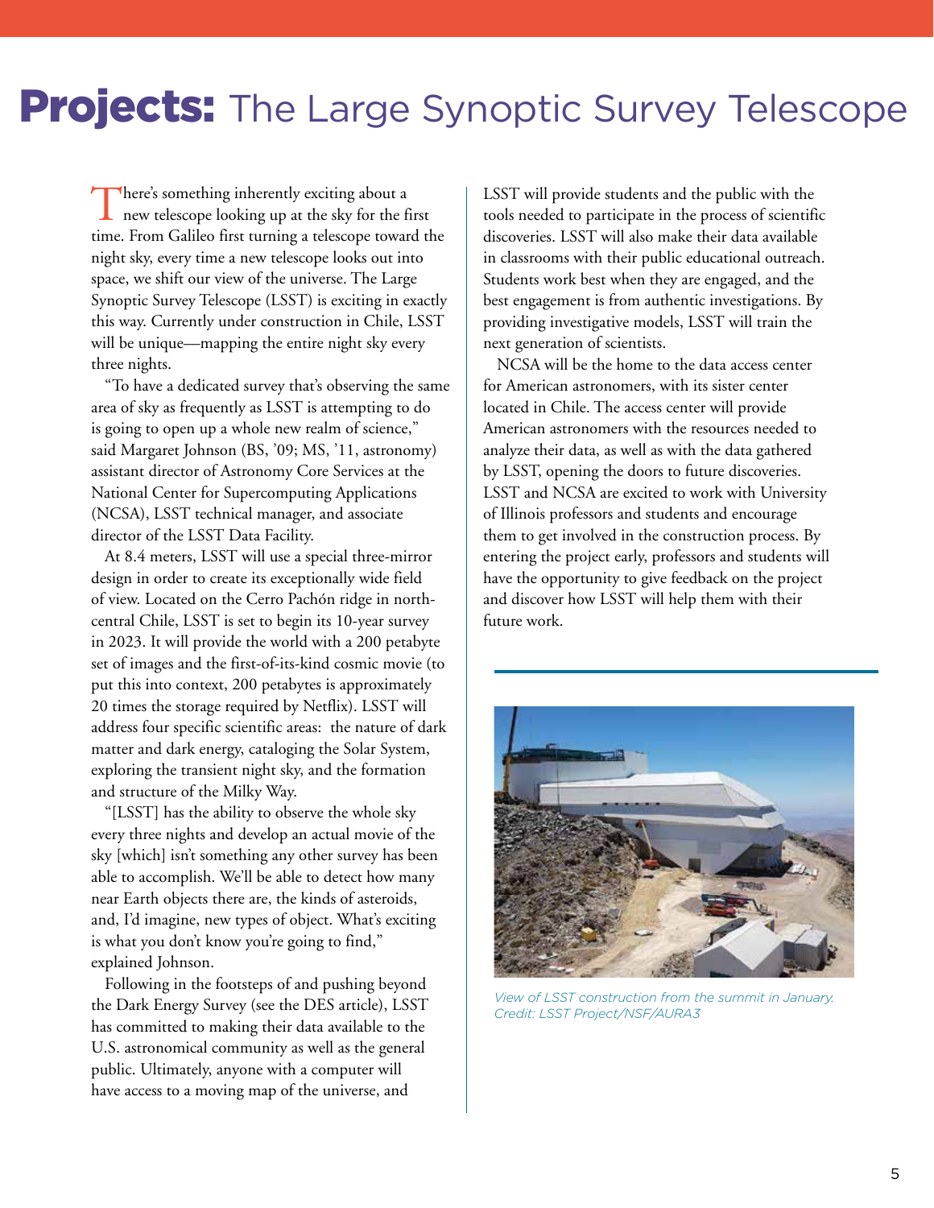# Projects: The Large Synoptic Survey Telescope

There's something inherently exciting about a new telescope looking up at the sky for the first time. From Galileo first turning a telescope toward the night sky, every time a new telescope looks out into space, we shift our view of the universe. The Large Synoptic Survey Telescope (LSST) is exciting in exactly this way. Currently under construction in Chile, LSST will be unique—mapping the entire night sky every three nights.

"To have a dedicated survey that's observing the same area of sky as frequently as LSST is attempting to do is going to open up a whole new realm of science," said Margaret Johnson (BS, '09; MS, '11, astronomy) assistant director of Astronomy Core Services at the National Center for Supercomputing Applications (NCSA), LSST technical manager, and associate director of the LSST Data Facility.

At 8.4 meters, LSST will use a special three-mirror design in order to create its exceptionally wide field of view. Located on the Cerro Pachón ridge in north-central Chile, LSST is set to begin its 10-year survey in 2023. It will provide the world with a 200 petabyte set of images and the first-of-its-kind cosmic movie (to put this into context, 200 petabytes is approximately 20 times the storage required by Netflix). LSST will address four specific scientific areas: the nature of dark matter and dark energy, cataloging the Solar System, exploring the transient night sky, and the formation and structure of the Milky Way.

"[LSST] has the ability to observe the whole sky every three nights and develop an actual movie of the sky [which] isn't something any other survey has been able to accomplish. We'll be able to detect how many near Earth objects there are, the kinds of asteroids, and, I'd imagine, new types of object. What's exciting is what you don't know you're going to find," explained Johnson.

Following in the footsteps of and pushing beyond the Dark Energy Survey (see the DES article), LSST has committed to making their data available to the U.S. astronomical community as well as the general public. Ultimately, anyone with a computer will have access to a moving map of the universe, and LSST will provide students and the public with the tools needed to participate in the process of scientific discoveries. LSST will also make their data available in classrooms with their public educational outreach. Students work best when they are engaged, and the best engagement is from authentic investigations. By providing investigative models, LSST will train the next generation of scientists.

NCSA will be the home to the data access center for American astronomers, with its sister center located in Chile. The access center will provide American astronomers with the resources needed to analyze their data, as well as with the data gathered by LSST, opening the doors to future discoveries. LSST and NCSA are excited to work with University of Illinois professors and students and encourage them to get involved in the construction process. By entering the project early, professors and students will have the opportunity to give feedback on the project and discover how LSST will help them with their future work.

*View of LSST construction from the summit in January. Credit: LSST Project/NSF/AURA3*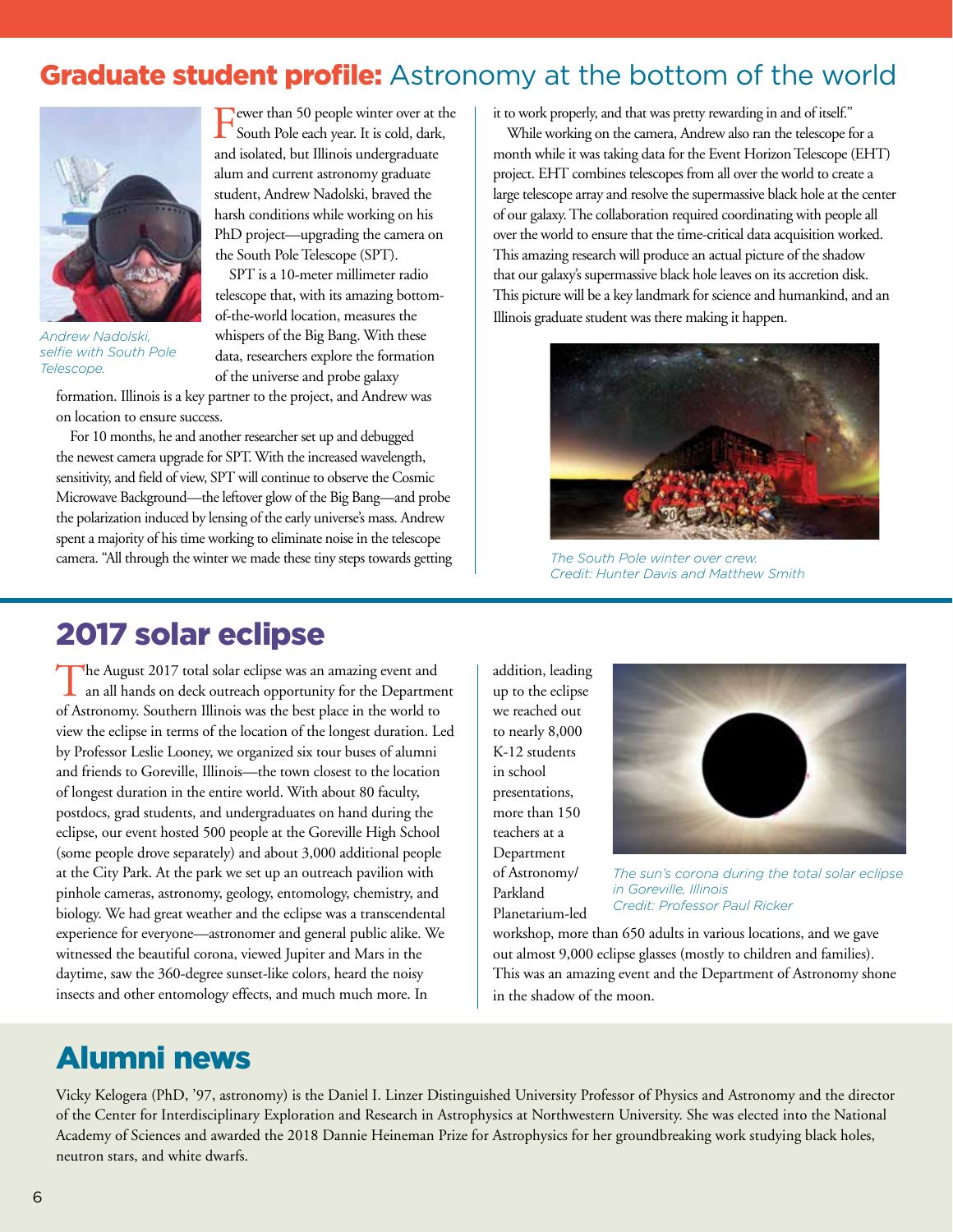## Graduate student profile: Astronomy at the bottom of the world

*Andrew Nadolski, selfie with South Pole Telescope.*

Fewer than 50 people winter over at the South Pole each year. It is cold, dark, and isolated, but Illinois undergraduate alum and current astronomy graduate student, Andrew Nadolski, braved the harsh conditions while working on his PhD project—upgrading the camera on the South Pole Telescope (SPT).

SPT is a 10-meter millimeter radio telescope that, with its amazing bottom-of-the-world location, measures the whispers of the Big Bang. With these data, researchers explore the formation of the universe and probe galaxy formation. Illinois is a key partner to the project, and Andrew was on location to ensure success.

For 10 months, he and another researcher set up and debugged the newest camera upgrade for SPT. With the increased wavelength, sensitivity, and field of view, SPT will continue to observe the Cosmic Microwave Background—the leftover glow of the Big Bang—and probe the polarization induced by lensing of the early universe's mass. Andrew spent a majority of his time working to eliminate noise in the telescope camera. "All through the winter we made these tiny steps towards getting it to work properly, and that was pretty rewarding in and of itself."

While working on the camera, Andrew also ran the telescope for a month while it was taking data for the Event Horizon Telescope (EHT) project. EHT combines telescopes from all over the world to create a large telescope array and resolve the supermassive black hole at the center of our galaxy. The collaboration required coordinating with people all over the world to ensure that the time-critical data acquisition worked. This amazing research will produce an actual picture of the shadow that our galaxy's supermassive black hole leaves on its accretion disk. This picture will be a key landmark for science and humankind, and an Illinois graduate student was there making it happen.

*The South Pole winter over crew.*
*Credit: Hunter Davis and Matthew Smith*

## 2017 solar eclipse

The August 2017 total solar eclipse was an amazing event and an all hands on deck outreach opportunity for the Department of Astronomy. Southern Illinois was the best place in the world to view the eclipse in terms of the location of the longest duration. Led by Professor Leslie Looney, we organized six tour buses of alumni and friends to Goreville, Illinois—the town closest to the location of longest duration in the entire world. With about 80 faculty, postdocs, grad students, and undergraduates on hand during the eclipse, our event hosted 500 people at the Goreville High School (some people drove separately) and about 3,000 additional people at the City Park. At the park we set up an outreach pavilion with pinhole cameras, astronomy, geology, entomology, chemistry, and biology. We had great weather and the eclipse was a transcendental experience for everyone—astronomer and general public alike. We witnessed the beautiful corona, viewed Jupiter and Mars in the daytime, saw the 360-degree sunset-like colors, heard the noisy insects and other entomology effects, and much much more. In addition, leading up to the eclipse we reached out to nearly 8,000 K-12 students in school presentations, more than 150 teachers at a Department of Astronomy/Parkland Planetarium-led workshop, more than 650 adults in various locations, and we gave out almost 9,000 eclipse glasses (mostly to children and families). This was an amazing event and the Department of Astronomy shone in the shadow of the moon.

*The sun's corona during the total solar eclipse in Goreville, Illinois*
*Credit: Professor Paul Ricker*

## Alumni news

Vicky Kelogera (PhD, '97, astronomy) is the Daniel I. Linzer Distinguished University Professor of Physics and Astronomy and the director of the Center for Interdisciplinary Exploration and Research in Astrophysics at Northwestern University. She was elected into the National Academy of Sciences and awarded the 2018 Dannie Heineman Prize for Astrophysics for her groundbreaking work studying black holes, neutron stars, and white dwarfs.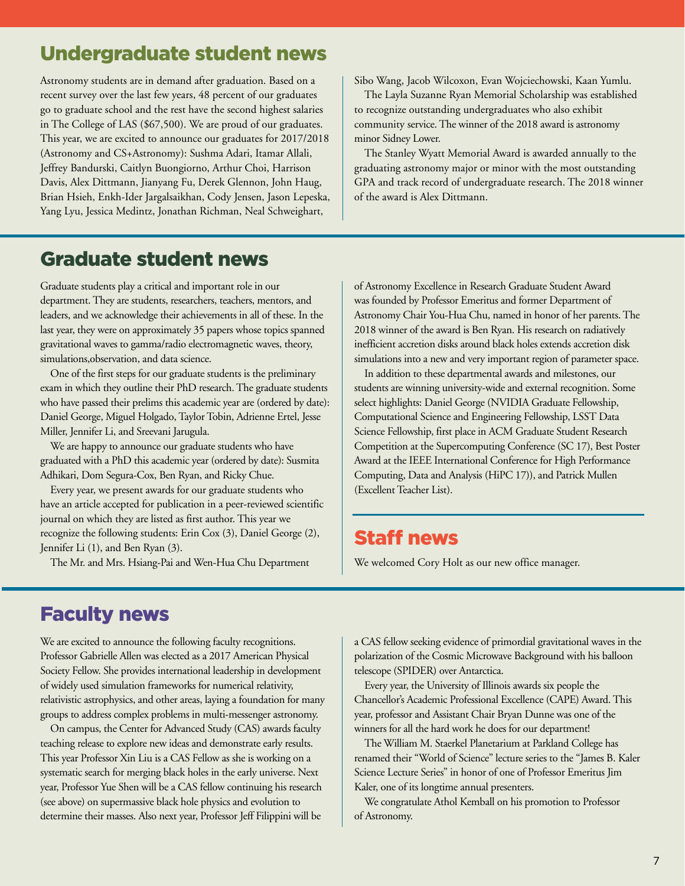## Undergraduate student news

Astronomy students are in demand after graduation. Based on a recent survey over the last few years, 48 percent of our graduates go to graduate school and the rest have the second highest salaries in The College of LAS ($67,500). We are proud of our graduates. This year, we are excited to announce our graduates for 2017/2018 (Astronomy and CS+Astronomy): Sushma Adari, Itamar Allali, Jeffrey Bandurski, Caitlyn Buongiorno, Arthur Choi, Harrison Davis, Alex Dittmann, Jianyang Fu, Derek Glennon, John Haug, Brian Hsieh, Enkh-Ider Jargalsaikhan, Cody Jensen, Jason Lepeska, Yang Lyu, Jessica Medintz, Jonathan Richman, Neal Schweighart, Sibo Wang, Jacob Wilcoxon, Evan Wojciechowski, Kaan Yumlu.

The Layla Suzanne Ryan Memorial Scholarship was established to recognize outstanding undergraduates who also exhibit community service. The winner of the 2018 award is astronomy minor Sidney Lower.

The Stanley Wyatt Memorial Award is awarded annually to the graduating astronomy major or minor with the most outstanding GPA and track record of undergraduate research. The 2018 winner of the award is Alex Dittmann.

## Graduate student news

Graduate students play a critical and important role in our department. They are students, researchers, teachers, mentors, and leaders, and we acknowledge their achievements in all of these. In the last year, they were on approximately 35 papers whose topics spanned gravitational waves to gamma/radio electromagnetic waves, theory, simulations,observation, and data science.

One of the first steps for our graduate students is the preliminary exam in which they outline their PhD research. The graduate students who have passed their prelims this academic year are (ordered by date): Daniel George, Miguel Holgado, Taylor Tobin, Adrienne Ertel, Jesse Miller, Jennifer Li, and Sreevani Jarugula.

We are happy to announce our graduate students who have graduated with a PhD this academic year (ordered by date): Susmita Adhikari, Dom Segura-Cox, Ben Ryan, and Ricky Chue.

Every year, we present awards for our graduate students who have an article accepted for publication in a peer-reviewed scientific journal on which they are listed as first author. This year we recognize the following students: Erin Cox (3), Daniel George (2), Jennifer Li (1), and Ben Ryan (3).

The Mr. and Mrs. Hsiang-Pai and Wen-Hua Chu Department of Astronomy Excellence in Research Graduate Student Award was founded by Professor Emeritus and former Department of Astronomy Chair You-Hua Chu, named in honor of her parents. The 2018 winner of the award is Ben Ryan. His research on radiatively inefficient accretion disks around black holes extends accretion disk simulations into a new and very important region of parameter space.

In addition to these departmental awards and milestones, our students are winning university-wide and external recognition. Some select highlights: Daniel George (NVIDIA Graduate Fellowship, Computational Science and Engineering Fellowship, LSST Data Science Fellowship, first place in ACM Graduate Student Research Competition at the Supercomputing Conference (SC 17), Best Poster Award at the IEEE International Conference for High Performance Computing, Data and Analysis (HiPC 17)), and Patrick Mullen (Excellent Teacher List).

## Staff news

We welcomed Cory Holt as our new office manager.

## Faculty news

We are excited to announce the following faculty recognitions. Professor Gabrielle Allen was elected as a 2017 American Physical Society Fellow. She provides international leadership in development of widely used simulation frameworks for numerical relativity, relativistic astrophysics, and other areas, laying a foundation for many groups to address complex problems in multi-messenger astronomy.

On campus, the Center for Advanced Study (CAS) awards faculty teaching release to explore new ideas and demonstrate early results. This year Professor Xin Liu is a CAS Fellow as she is working on a systematic search for merging black holes in the early universe. Next year, Professor Yue Shen will be a CAS fellow continuing his research (see above) on supermassive black hole physics and evolution to determine their masses. Also next year, Professor Jeff Filippini will be a CAS fellow seeking evidence of primordial gravitational waves in the polarization of the Cosmic Microwave Background with his balloon telescope (SPIDER) over Antarctica.

Every year, the University of Illinois awards six people the Chancellor's Academic Professional Excellence (CAPE) Award. This year, professor and Assistant Chair Bryan Dunne was one of the winners for all the hard work he does for our department!

The William M. Staerkel Planetarium at Parkland College has renamed their "World of Science" lecture series to the "James B. Kaler Science Lecture Series" in honor of one of Professor Emeritus Jim Kaler, one of its longtime annual presenters.

We congratulate Athol Kemball on his promotion to Professor of Astronomy.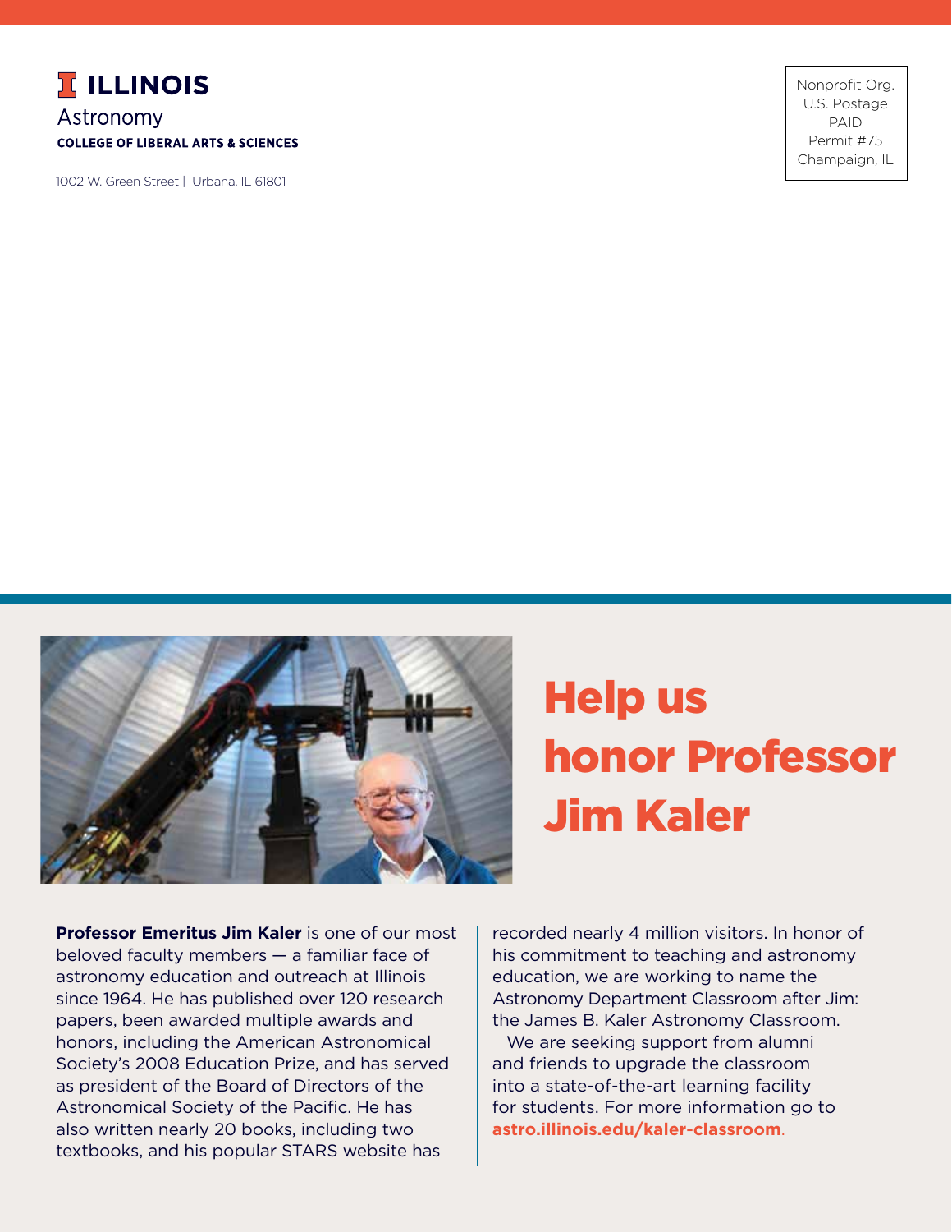**ILLINOIS**

Astronomy

**COLLEGE OF LIBERAL ARTS & SCIENCES**

1002 W. Green Street | Urbana, IL 61801

Nonprofit Org.
U.S. Postage
PAID
Permit #75
Champaign, IL

# Help us honor Professor Jim Kaler

**Professor Emeritus Jim Kaler** is one of our most beloved faculty members — a familiar face of astronomy education and outreach at Illinois since 1964. He has published over 120 research papers, been awarded multiple awards and honors, including the American Astronomical Society's 2008 Education Prize, and has served as president of the Board of Directors of the Astronomical Society of the Pacific. He has also written nearly 20 books, including two textbooks, and his popular STARS website has recorded nearly 4 million visitors. In honor of his commitment to teaching and astronomy education, we are working to name the Astronomy Department Classroom after Jim: the James B. Kaler Astronomy Classroom.

We are seeking support from alumni and friends to upgrade the classroom into a state-of-the-art learning facility for students. For more information go to **astro.illinois.edu/kaler-classroom**.